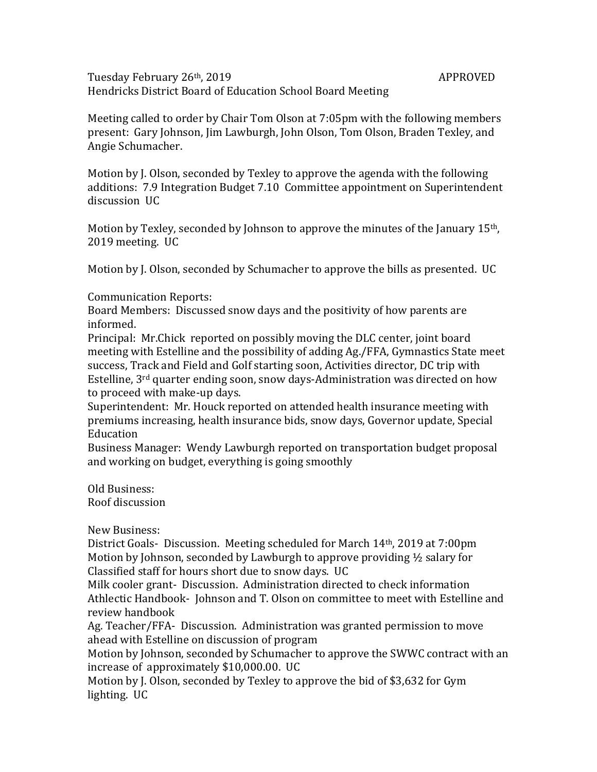Tuesday February 26th, 2019 APPROVED

Hendricks District Board of Education School Board Meeting

Meeting called to order by Chair Tom Olson at 7:05pm with the following members present: Gary Johnson, Jim Lawburgh, John Olson, Tom Olson, Braden Texley, and Angie Schumacher.

Motion by J. Olson, seconded by Texley to approve the agenda with the following additions: 7.9 Integration Budget 7.10 Committee appointment on Superintendent discussion UC

Motion by Texley, seconded by Johnson to approve the minutes of the January 15th, 2019 meeting. UC

Motion by J. Olson, seconded by Schumacher to approve the bills as presented. UC

Communication Reports:
Board Members: Discussed snow days and the positivity of how parents are informed.
Principal: Mr.Chick reported on possibly moving the DLC center, joint board meeting with Estelline and the possibility of adding Ag./FFA, Gymnastics State meet success, Track and Field and Golf starting soon, Activities director, DC trip with Estelline, 3rd quarter ending soon, snow days-Administration was directed on how to proceed with make-up days.
Superintendent: Mr. Houck reported on attended health insurance meeting with premiums increasing, health insurance bids, snow days, Governor update, Special Education
Business Manager: Wendy Lawburgh reported on transportation budget proposal and working on budget, everything is going smoothly

Old Business:
Roof discussion

New Business:
District Goals- Discussion. Meeting scheduled for March 14th, 2019 at 7:00pm
Motion by Johnson, seconded by Lawburgh to approve providing ½ salary for Classified staff for hours short due to snow days. UC
Milk cooler grant- Discussion. Administration directed to check information
Athletic Handbook- Johnson and T. Olson on committee to meet with Estelline and review handbook
Ag. Teacher/FFA- Discussion. Administration was granted permission to move ahead with Estelline on discussion of program
Motion by Johnson, seconded by Schumacher to approve the SWWC contract with an increase of approximately $10,000.00. UC
Motion by J. Olson, seconded by Texley to approve the bid of $3,632 for Gym lighting. UC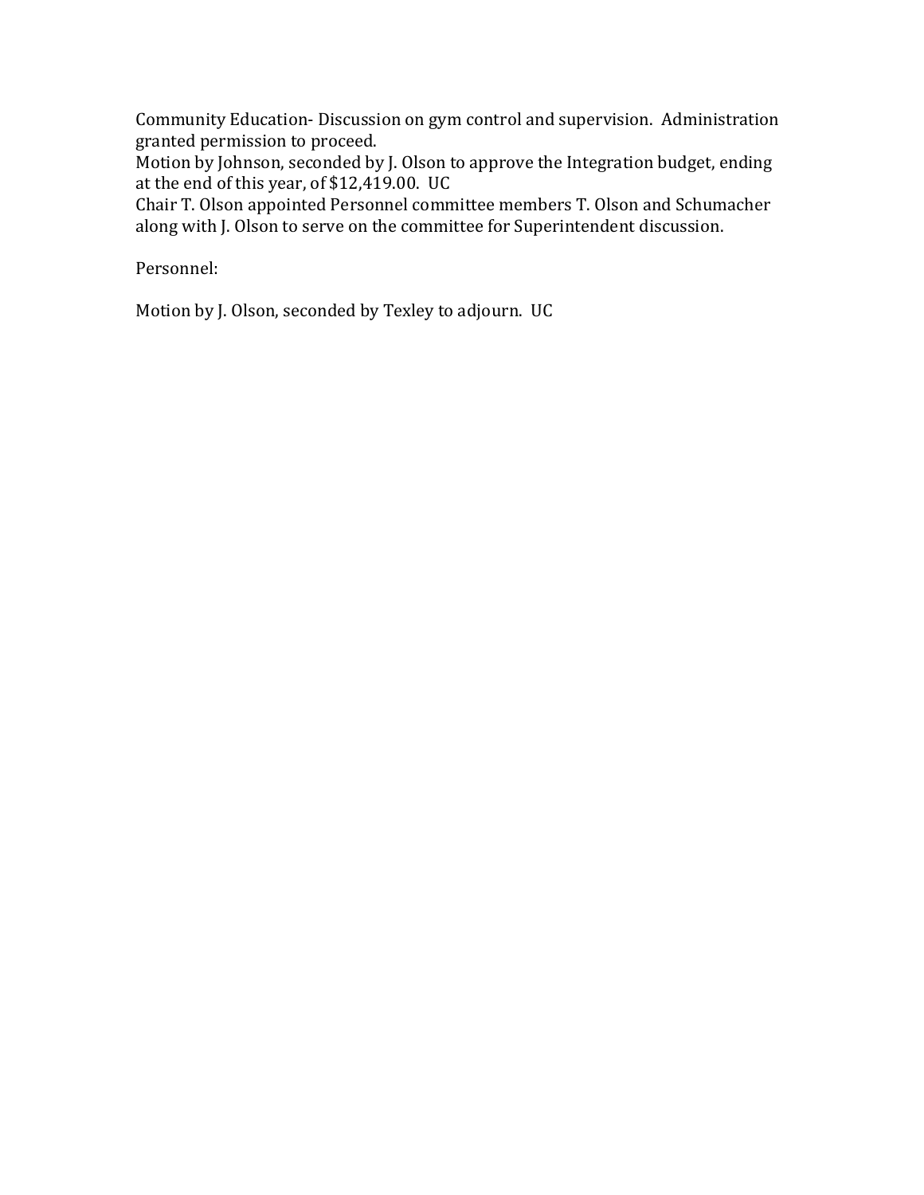Community Education- Discussion on gym control and supervision. Administration granted permission to proceed.
Motion by Johnson, seconded by J. Olson to approve the Integration budget, ending at the end of this year, of $12,419.00. UC
Chair T. Olson appointed Personnel committee members T. Olson and Schumacher along with J. Olson to serve on the committee for Superintendent discussion.

Personnel:

Motion by J. Olson, seconded by Texley to adjourn. UC